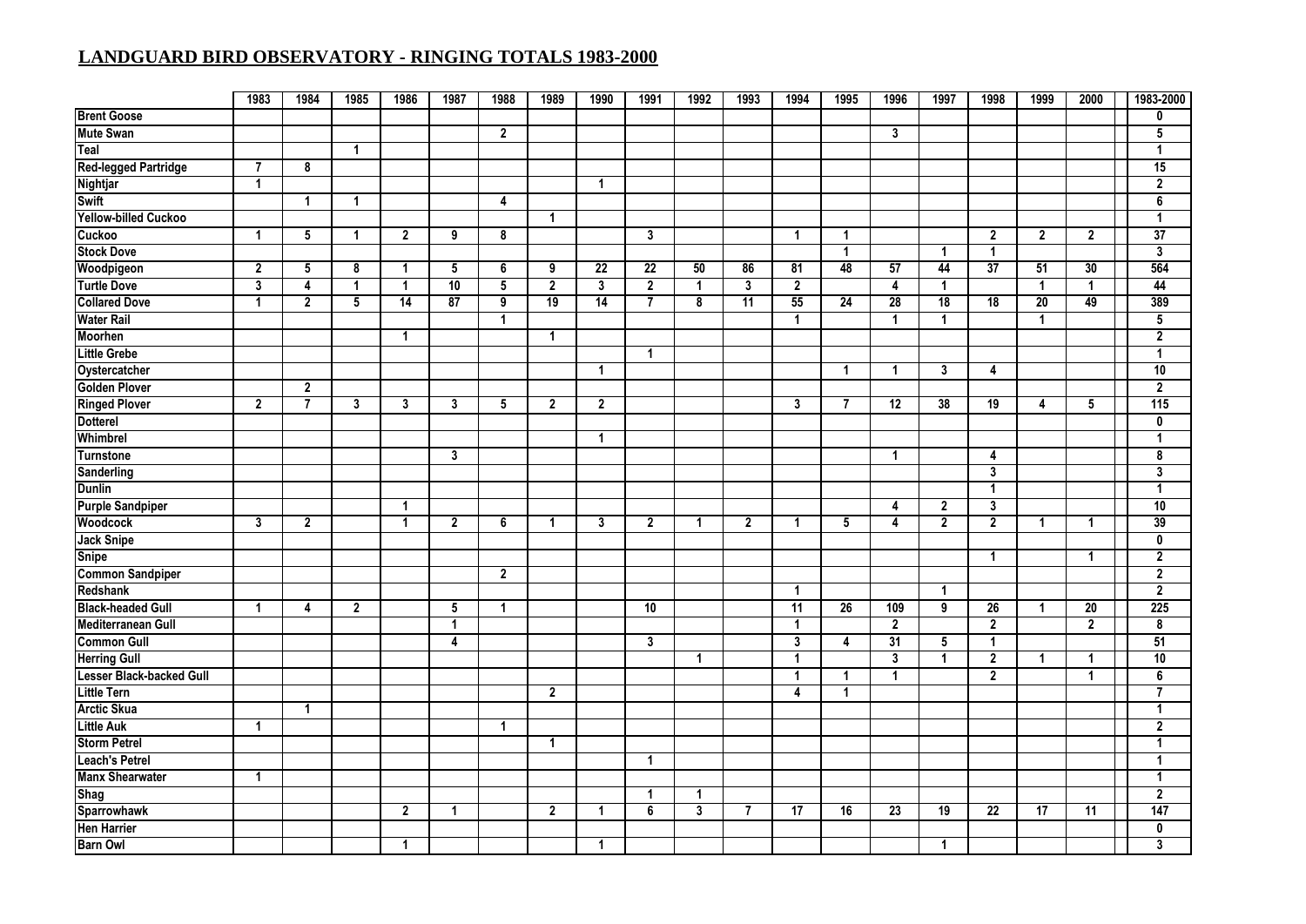# LANDGUARD BIRD OBSERVATORY - RINGING TOTALS 1983-2000

| | 1983 | 1984 | 1985 | 1986 | 1987 | 1988 | 1989 | 1990 | 1991 | 1992 | 1993 | 1994 | 1995 | 1996 | 1997 | 1998 | 1999 | 2000 | 1983-2000 |
|---|---|---|---|---|---|---|---|---|---|---|---|---|---|---|---|---|---|---|---|
| Brent Goose | | | | | | | | | | | | | | | | | | | 0 |
| Mute Swan | | | | | | 2 | | | | | | | | 3 | | | | | 5 |
| Teal | | | 1 | | | | | | | | | | | | | | | | 1 |
| Red-legged Partridge | 7 | 8 | | | | | | | | | | | | | | | | | 15 |
| Nightjar | 1 | | | | | | | 1 | | | | | | | | | | | 2 |
| Swift | | 1 | 1 | | | 4 | | | | | | | | | | | | | 6 |
| Yellow-billed Cuckoo | | | | | | | 1 | | | | | | | | | | | | 1 |
| Cuckoo | 1 | 5 | 1 | 2 | 9 | 8 | | | 3 | | | 1 | 1 | | | 2 | 2 | 2 | 37 |
| Stock Dove | | | | | | | | | | | | | 1 | | 1 | 1 | | | 3 |
| Woodpigeon | 2 | 5 | 8 | 1 | 5 | 6 | 9 | 22 | 22 | 50 | 86 | 81 | 48 | 57 | 44 | 37 | 51 | 30 | 564 |
| Turtle Dove | 3 | 4 | 1 | 1 | 10 | 5 | 2 | 3 | 2 | 1 | 3 | 2 | | 4 | 1 | | 1 | 1 | 44 |
| Collared Dove | 1 | 2 | 5 | 14 | 87 | 9 | 19 | 14 | 7 | 8 | 11 | 55 | 24 | 28 | 18 | 18 | 20 | 49 | 389 |
| Water Rail | | | | | | 1 | | | | | | 1 | | 1 | 1 | | 1 | | 5 |
| Moorhen | | | | 1 | | | 1 | | | | | | | | | | | | 2 |
| Little Grebe | | | | | | | | | 1 | | | | | | | | | | 1 |
| Oystercatcher | | | | | | | | 1 | | | | | 1 | 1 | 3 | 4 | | | 10 |
| Golden Plover | | 2 | | | | | | | | | | | | | | | | | 2 |
| Ringed Plover | 2 | 7 | 3 | 3 | 3 | 5 | 2 | 2 | | | | 3 | 7 | 12 | 38 | 19 | 4 | 5 | 115 |
| Dotterel | | | | | | | | | | | | | | | | | | | 0 |
| Whimbrel | | | | | | | | 1 | | | | | | | | | | | 1 |
| Turnstone | | | | | 3 | | | | | | | | | 1 | | 4 | | | 8 |
| Sanderling | | | | | | | | | | | | | | | | 3 | | | 3 |
| Dunlin | | | | | | | | | | | | | | | | 1 | | | 1 |
| Purple Sandpiper | | | | 1 | | | | | | | | | | 4 | 2 | 3 | | | 10 |
| Woodcock | 3 | 2 | | 1 | 2 | 6 | 1 | 3 | 2 | 1 | 2 | 1 | 5 | 4 | 2 | 2 | 1 | 1 | 39 |
| Jack Snipe | | | | | | | | | | | | | | | | | | | 0 |
| Snipe | | | | | | | | | | | | | | | | 1 | | 1 | 2 |
| Common Sandpiper | | | | | | 2 | | | | | | | | | | | | | 2 |
| Redshank | | | | | | | | | | | | 1 | | | 1 | | | | 2 |
| Black-headed Gull | 1 | 4 | 2 | | 5 | 1 | | | 10 | | | 11 | 26 | 109 | 9 | 26 | 1 | 20 | 225 |
| Mediterranean Gull | | | | | 1 | | | | | | | 1 | | 2 | | 2 | | 2 | 8 |
| Common Gull | | | | | 4 | | | | 3 | | | 3 | 4 | 31 | 5 | 1 | | | 51 |
| Herring Gull | | | | | | | | | | 1 | | 1 | | 3 | 1 | 2 | 1 | 1 | 10 |
| Lesser Black-backed Gull | | | | | | | | | | | | 1 | 1 | 1 | | 2 | | 1 | 6 |
| Little Tern | | | | | | | 2 | | | | | 4 | 1 | | | | | | 7 |
| Arctic Skua | | 1 | | | | | | | | | | | | | | | | | 1 |
| Little Auk | 1 | | | | | 1 | | | | | | | | | | | | | 2 |
| Storm Petrel | | | | | | | 1 | | | | | | | | | | | | 1 |
| Leach's Petrel | | | | | | | | | 1 | | | | | | | | | | 1 |
| Manx Shearwater | 1 | | | | | | | | | | | | | | | | | | 1 |
| Shag | | | | | | | | | 1 | 1 | | | | | | | | | 2 |
| Sparrowhawk | | | | 2 | 1 | | 2 | 1 | 6 | 3 | 7 | 17 | 16 | 23 | 19 | 22 | 17 | 11 | 147 |
| Hen Harrier | | | | | | | | | | | | | | | | | | | 0 |
| Barn Owl | | | | 1 | | | | 1 | | | | | | | 1 | | | | 3 |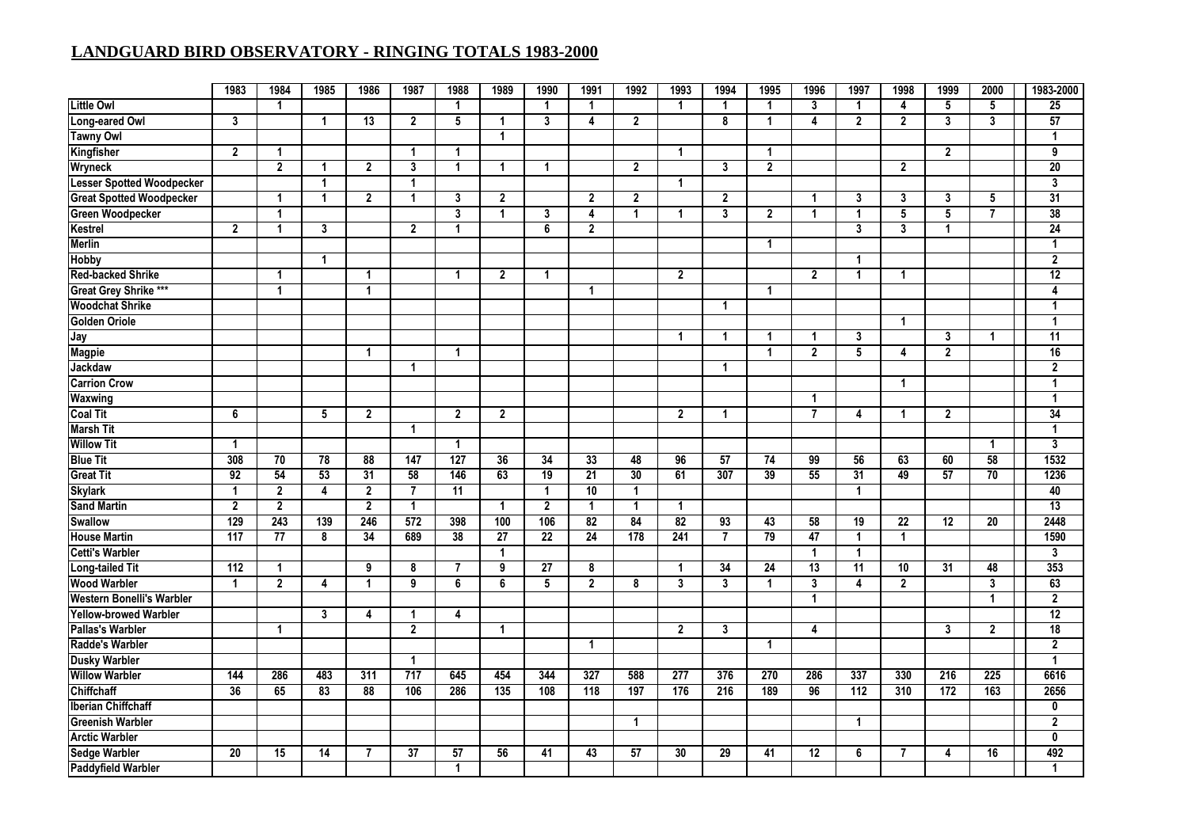## LANDGUARD BIRD OBSERVATORY - RINGING TOTALS 1983-2000

| | 1983 | 1984 | 1985 | 1986 | 1987 | 1988 | 1989 | 1990 | 1991 | 1992 | 1993 | 1994 | 1995 | 1996 | 1997 | 1998 | 1999 | 2000 | 1983-2000 |
|---|---|---|---|---|---|---|---|---|---|---|---|---|---|---|---|---|---|---|---|
| Little Owl | | 1 | | | | 1 | | 1 | 1 | | 1 | 1 | 1 | 3 | 1 | 4 | 5 | 5 | 25 |
| Long-eared Owl | 3 | | 1 | 13 | 2 | 5 | 1 | 3 | 4 | 2 | | 8 | 1 | 4 | 2 | 2 | 3 | 3 | 57 |
| Tawny Owl | | | | | | | 1 | | | | | | | | | | | | 1 |
| Kingfisher | 2 | 1 | | | 1 | 1 | | | | | 1 | | 1 | | | | 2 | | 9 |
| Wryneck | | 2 | 1 | 2 | 3 | 1 | 1 | 1 | | 2 | | 3 | 2 | | | 2 | | | 20 |
| Lesser Spotted Woodpecker | | | 1 | | 1 | | | | | | 1 | | | | | | | | 3 |
| Great Spotted Woodpecker | | 1 | 1 | 2 | 1 | 3 | 2 | | 2 | 2 | | 2 | | 1 | 3 | 3 | 3 | 5 | 31 |
| Green Woodpecker | | 1 | | | | 3 | 1 | 3 | 4 | 1 | 1 | 3 | 2 | 1 | 1 | 5 | 5 | 7 | 38 |
| Kestrel | 2 | 1 | 3 | | 2 | 1 | | 6 | 2 | | | | | | 3 | 3 | 1 | | 24 |
| Merlin | | | | | | | | | | | | | 1 | | | | | | 1 |
| Hobby | | | 1 | | | | | | | | | | | | 1 | | | | 2 |
| Red-backed Shrike | | 1 | | 1 | | 1 | 2 | 1 | | | 2 | | | 2 | 1 | 1 | | | 12 |
| Great Grey Shrike *** | | 1 | | 1 | | | | | 1 | | | | 1 | | | | | | 4 |
| Woodchat Shrike | | | | | | | | | | | | 1 | | | | | | | 1 |
| Golden Oriole | | | | | | | | | | | | | | | | 1 | | | 1 |
| Jay | | | | | | | | | | | 1 | 1 | 1 | 1 | 3 | | 3 | 1 | 11 |
| Magpie | | | | 1 | | 1 | | | | | | | 1 | 2 | 5 | 4 | 2 | | 16 |
| Jackdaw | | | | | 1 | | | | | | | 1 | | | | | | | 2 |
| Carrion Crow | | | | | | | | | | | | | | | | 1 | | | 1 |
| Waxwing | | | | | | | | | | | | | | 1 | | | | | 1 |
| Coal Tit | 6 | | 5 | 2 | | 2 | 2 | | | | 2 | 1 | | 7 | 4 | 1 | 2 | | 34 |
| Marsh Tit | | | | | 1 | | | | | | | | | | | | | | 1 |
| Willow Tit | 1 | | | | | 1 | | | | | | | | | | | | 1 | 3 |
| Blue Tit | 308 | 70 | 78 | 88 | 147 | 127 | 36 | 34 | 33 | 48 | 96 | 57 | 74 | 99 | 56 | 63 | 60 | 58 | 1532 |
| Great Tit | 92 | 54 | 53 | 31 | 58 | 146 | 63 | 19 | 21 | 30 | 61 | 307 | 39 | 55 | 31 | 49 | 57 | 70 | 1236 |
| Skylark | 1 | 2 | 4 | 2 | 7 | 11 | | 1 | 10 | 1 | | | | | 1 | | | | 40 |
| Sand Martin | 2 | 2 | | 2 | 1 | | 1 | 2 | 1 | 1 | 1 | | | | | | | | 13 |
| Swallow | 129 | 243 | 139 | 246 | 572 | 398 | 100 | 106 | 82 | 84 | 82 | 93 | 43 | 58 | 19 | 22 | 12 | 20 | 2448 |
| House Martin | 117 | 77 | 8 | 34 | 689 | 38 | 27 | 22 | 24 | 178 | 241 | 7 | 79 | 47 | 1 | 1 | | | 1590 |
| Cetti's Warbler | | | | | | | 1 | | | | | | | 1 | 1 | | | | 3 |
| Long-tailed Tit | 112 | 1 | | 9 | 8 | 7 | 9 | 27 | 8 | | 1 | 34 | 24 | 13 | 11 | 10 | 31 | 48 | 353 |
| Wood Warbler | 1 | 2 | 4 | 1 | 9 | 6 | 6 | 5 | 2 | 8 | 3 | 3 | 1 | 3 | 4 | 2 | | 3 | 63 |
| Western Bonelli's Warbler | | | | | | | | | | | | | | 1 | | | | 1 | 2 |
| Yellow-browed Warbler | | | 3 | 4 | 1 | 4 | | | | | | | | | | | | | 12 |
| Pallas's Warbler | | 1 | | | 2 | | 1 | | | | 2 | 3 | | 4 | | | 3 | 2 | 18 |
| Radde's Warbler | | | | | | | | | 1 | | | | 1 | | | | | | 2 |
| Dusky Warbler | | | | | 1 | | | | | | | | | | | | | | 1 |
| Willow Warbler | 144 | 286 | 483 | 311 | 717 | 645 | 454 | 344 | 327 | 588 | 277 | 376 | 270 | 286 | 337 | 330 | 216 | 225 | 6616 |
| Chiffchaff | 36 | 65 | 83 | 88 | 106 | 286 | 135 | 108 | 118 | 197 | 176 | 216 | 189 | 96 | 112 | 310 | 172 | 163 | 2656 |
| Iberian Chiffchaff | | | | | | | | | | | | | | | | | | | 0 |
| Greenish Warbler | | | | | | | | | | 1 | | | | | 1 | | | | 2 |
| Arctic Warbler | | | | | | | | | | | | | | | | | | | 0 |
| Sedge Warbler | 20 | 15 | 14 | 7 | 37 | 57 | 56 | 41 | 43 | 57 | 30 | 29 | 41 | 12 | 6 | 7 | 4 | 16 | 492 |
| Paddyfield Warbler | | | | | | 1 | | | | | | | | | | | | | 1 |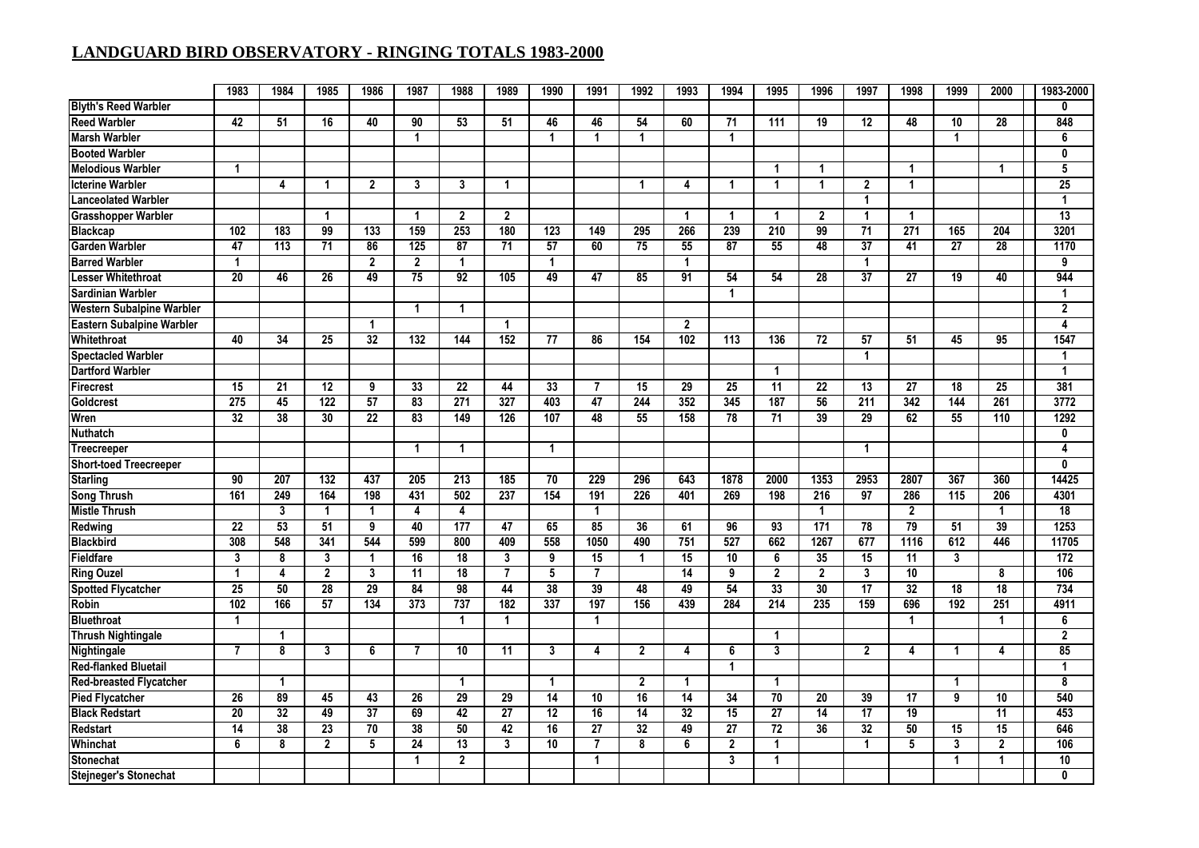## LANDGUARD BIRD OBSERVATORY - RINGING TOTALS 1983-2000

| | 1983 | 1984 | 1985 | 1986 | 1987 | 1988 | 1989 | 1990 | 1991 | 1992 | 1993 | 1994 | 1995 | 1996 | 1997 | 1998 | 1999 | 2000 | 1983-2000 |
|---|---|---|---|---|---|---|---|---|---|---|---|---|---|---|---|---|---|---|---|
| Blyth's Reed Warbler | | | | | | | | | | | | | | | | | | | 0 |
| Reed Warbler | 42 | 51 | 16 | 40 | 90 | 53 | 51 | 46 | 46 | 54 | 60 | 71 | 111 | 19 | 12 | 48 | 10 | 28 | 848 |
| Marsh Warbler | | | | | 1 | | | 1 | 1 | 1 | | 1 | | | | | 1 | | 6 |
| Booted Warbler | | | | | | | | | | | | | | | | | | | 0 |
| Melodious Warbler | 1 | | | | | | | | | | | | 1 | 1 | | 1 | | 1 | 5 |
| Icterine Warbler | | 4 | 1 | 2 | 3 | 3 | 1 | | | 1 | 4 | 1 | 1 | 1 | 2 | 1 | | | 25 |
| Lanceolated Warbler | | | | | | | | | | | | | | | 1 | | | | 1 |
| Grasshopper Warbler | | | 1 | | 1 | 2 | 2 | | | | 1 | 1 | 1 | 2 | 1 | 1 | | | 13 |
| Blackcap | 102 | 183 | 99 | 133 | 159 | 253 | 180 | 123 | 149 | 295 | 266 | 239 | 210 | 99 | 71 | 271 | 165 | 204 | 3201 |
| Garden Warbler | 47 | 113 | 71 | 86 | 125 | 87 | 71 | 57 | 60 | 75 | 55 | 87 | 55 | 48 | 37 | 41 | 27 | 28 | 1170 |
| Barred Warbler | 1 | | | 2 | 2 | 1 | | 1 | | | 1 | | | | 1 | | | | 9 |
| Lesser Whitethroat | 20 | 46 | 26 | 49 | 75 | 92 | 105 | 49 | 47 | 85 | 91 | 54 | 54 | 28 | 37 | 27 | 19 | 40 | 944 |
| Sardinian Warbler | | | | | | | | | | | | 1 | | | | | | | 1 |
| Western Subalpine Warbler | | | | | 1 | 1 | | | | | | | | | | | | | 2 |
| Eastern Subalpine Warbler | | | | 1 | | | 1 | | | | 2 | | | | | | | | 4 |
| Whitethroat | 40 | 34 | 25 | 32 | 132 | 144 | 152 | 77 | 86 | 154 | 102 | 113 | 136 | 72 | 57 | 51 | 45 | 95 | 1547 |
| Spectacled Warbler | | | | | | | | | | | | | | | 1 | | | | 1 |
| Dartford Warbler | | | | | | | | | | | | | 1 | | | | | | 1 |
| Firecrest | 15 | 21 | 12 | 9 | 33 | 22 | 44 | 33 | 7 | 15 | 29 | 25 | 11 | 22 | 13 | 27 | 18 | 25 | 381 |
| Goldcrest | 275 | 45 | 122 | 57 | 83 | 271 | 327 | 403 | 47 | 244 | 352 | 345 | 187 | 56 | 211 | 342 | 144 | 261 | 3772 |
| Wren | 32 | 38 | 30 | 22 | 83 | 149 | 126 | 107 | 48 | 55 | 158 | 78 | 71 | 39 | 29 | 62 | 55 | 110 | 1292 |
| Nuthatch | | | | | | | | | | | | | | | | | | | 0 |
| Treecreeper | | | | | 1 | 1 | | 1 | | | | | | | 1 | | | | 4 |
| Short-toed Treecreeper | | | | | | | | | | | | | | | | | | | 0 |
| Starling | 90 | 207 | 132 | 437 | 205 | 213 | 185 | 70 | 229 | 296 | 643 | 1878 | 2000 | 1353 | 2953 | 2807 | 367 | 360 | 14425 |
| Song Thrush | 161 | 249 | 164 | 198 | 431 | 502 | 237 | 154 | 191 | 226 | 401 | 269 | 198 | 216 | 97 | 286 | 115 | 206 | 4301 |
| Mistle Thrush | | 3 | 1 | 1 | 4 | 4 | | | 1 | | | | | 1 | | 2 | | 1 | 18 |
| Redwing | 22 | 53 | 51 | 9 | 40 | 177 | 47 | 65 | 85 | 36 | 61 | 96 | 93 | 171 | 78 | 79 | 51 | 39 | 1253 |
| Blackbird | 308 | 548 | 341 | 544 | 599 | 800 | 409 | 558 | 1050 | 490 | 751 | 527 | 662 | 1267 | 677 | 1116 | 612 | 446 | 11705 |
| Fieldfare | 3 | 8 | 3 | 1 | 16 | 18 | 3 | 9 | 15 | 1 | 15 | 10 | 6 | 35 | 15 | 11 | 3 | | 172 |
| Ring Ouzel | 1 | 4 | 2 | 3 | 11 | 18 | 7 | 5 | 7 | | 14 | 9 | 2 | 2 | 3 | 10 | | 8 | 106 |
| Spotted Flycatcher | 25 | 50 | 28 | 29 | 84 | 98 | 44 | 38 | 39 | 48 | 49 | 54 | 33 | 30 | 17 | 32 | 18 | 18 | 734 |
| Robin | 102 | 166 | 57 | 134 | 373 | 737 | 182 | 337 | 197 | 156 | 439 | 284 | 214 | 235 | 159 | 696 | 192 | 251 | 4911 |
| Bluethroat | 1 | | | | | 1 | 1 | | 1 | | | | | | | 1 | | 1 | 6 |
| Thrush Nightingale | | 1 | | | | | | | | | | | 1 | | | | | | 2 |
| Nightingale | 7 | 8 | 3 | 6 | 7 | 10 | 11 | 3 | 4 | 2 | 4 | 6 | 3 | | 2 | 4 | 1 | 4 | 85 |
| Red-flanked Bluetail | | | | | | | | | | | | 1 | | | | | | | 1 |
| Red-breasted Flycatcher | | 1 | | | | 1 | | 1 | | 2 | 1 | | 1 | | | | 1 | | 8 |
| Pied Flycatcher | 26 | 89 | 45 | 43 | 26 | 29 | 29 | 14 | 10 | 16 | 14 | 34 | 70 | 20 | 39 | 17 | 9 | 10 | 540 |
| Black Redstart | 20 | 32 | 49 | 37 | 69 | 42 | 27 | 12 | 16 | 14 | 32 | 15 | 27 | 14 | 17 | 19 | | 11 | 453 |
| Redstart | 14 | 38 | 23 | 70 | 38 | 50 | 42 | 16 | 27 | 32 | 49 | 27 | 72 | 36 | 32 | 50 | 15 | 15 | 646 |
| Whinchat | 6 | 8 | 2 | 5 | 24 | 13 | 3 | 10 | 7 | 8 | 6 | 2 | 1 | | 1 | 5 | 3 | 2 | 106 |
| Stonechat | | | | | 1 | 2 | | | 1 | | | 3 | 1 | | | | 1 | 1 | 10 |
| Stejneger's Stonechat | | | | | | | | | | | | | | | | | | | 0 |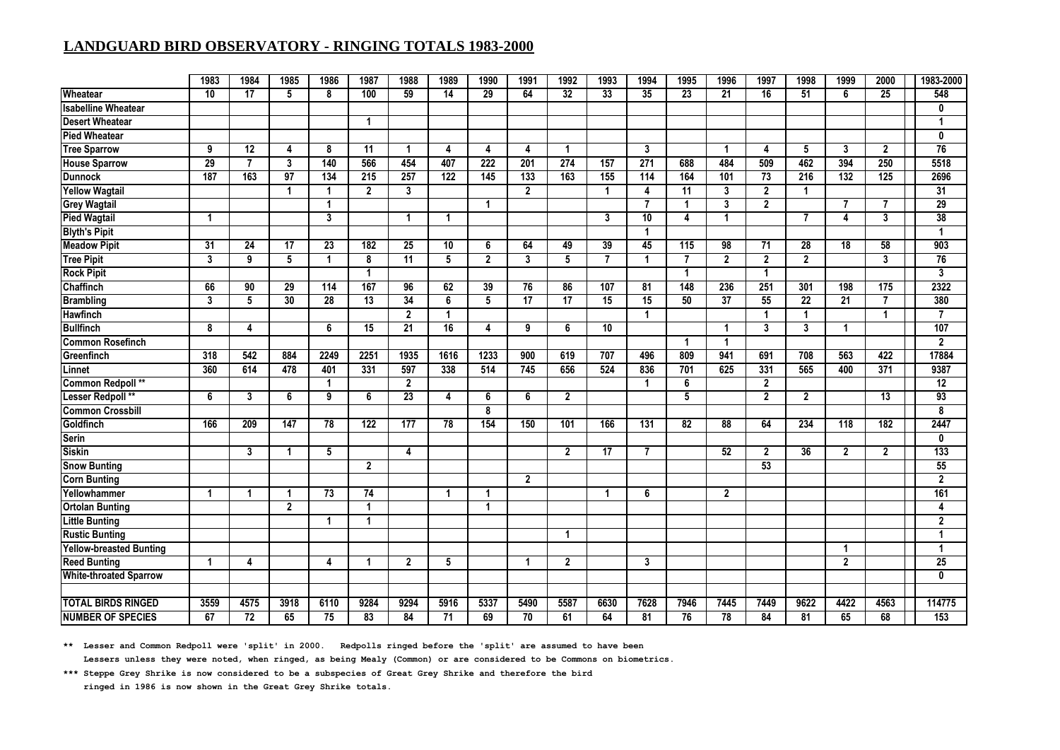## LANDGUARD BIRD OBSERVATORY - RINGING TOTALS 1983-2000

| | 1983 | 1984 | 1985 | 1986 | 1987 | 1988 | 1989 | 1990 | 1991 | 1992 | 1993 | 1994 | 1995 | 1996 | 1997 | 1998 | 1999 | 2000 | 1983-2000 |
|---|---|---|---|---|---|---|---|---|---|---|---|---|---|---|---|---|---|---|---|
| **Wheatear** | 10 | 17 | 5 | 8 | 100 | 59 | 14 | 29 | 64 | 32 | 33 | 35 | 23 | 21 | 16 | 51 | 6 | 25 | 548 |
| **Isabelline Wheatear** | | | | | | | | | | | | | | | | | | | 0 |
| **Desert Wheatear** | | | | | 1 | | | | | | | | | | | | | | 1 |
| **Pied Wheatear** | | | | | | | | | | | | | | | | | | | 0 |
| **Tree Sparrow** | 9 | 12 | 4 | 8 | 11 | 1 | 4 | 4 | 4 | 1 | | 3 | | 1 | 4 | 5 | 3 | 2 | 76 |
| **House Sparrow** | 29 | 7 | 3 | 140 | 566 | 454 | 407 | 222 | 201 | 274 | 157 | 271 | 688 | 484 | 509 | 462 | 394 | 250 | 5518 |
| **Dunnock** | 187 | 163 | 97 | 134 | 215 | 257 | 122 | 145 | 133 | 163 | 155 | 114 | 164 | 101 | 73 | 216 | 132 | 125 | 2696 |
| **Yellow Wagtail** | | | 1 | 1 | 2 | 3 | | | 2 | | 1 | 4 | 11 | 3 | 2 | 1 | | | 31 |
| **Grey Wagtail** | | | | 1 | | | | 1 | | | | 7 | 1 | 3 | 2 | | 7 | 7 | 29 |
| **Pied Wagtail** | 1 | | | 3 | | 1 | 1 | | | | 3 | 10 | 4 | 1 | | 7 | 4 | 3 | 38 |
| **Blyth's Pipit** | | | | | | | | | | | | 1 | | | | | | | 1 |
| **Meadow Pipit** | 31 | 24 | 17 | 23 | 182 | 25 | 10 | 6 | 64 | 49 | 39 | 45 | 115 | 98 | 71 | 28 | 18 | 58 | 903 |
| **Tree Pipit** | 3 | 9 | 5 | 1 | 8 | 11 | 5 | 2 | 3 | 5 | 7 | 1 | 7 | 2 | 2 | 2 | | 3 | 76 |
| **Rock Pipit** | | | | | 1 | | | | | | | | 1 | | 1 | | | | 3 |
| **Chaffinch** | 66 | 90 | 29 | 114 | 167 | 96 | 62 | 39 | 76 | 86 | 107 | 81 | 148 | 236 | 251 | 301 | 198 | 175 | 2322 |
| **Brambling** | 3 | 5 | 30 | 28 | 13 | 34 | 6 | 5 | 17 | 17 | 15 | 15 | 50 | 37 | 55 | 22 | 21 | 7 | 380 |
| **Hawfinch** | | | | | | 2 | 1 | | | | | 1 | | | 1 | 1 | | 1 | 7 |
| **Bullfinch** | 8 | 4 | | 6 | 15 | 21 | 16 | 4 | 9 | 6 | 10 | | | 1 | 3 | 3 | 1 | | 107 |
| **Common Rosefinch** | | | | | | | | | | | | | 1 | 1 | | | | | 2 |
| **Greenfinch** | 318 | 542 | 884 | 2249 | 2251 | 1935 | 1616 | 1233 | 900 | 619 | 707 | 496 | 809 | 941 | 691 | 708 | 563 | 422 | 17884 |
| **Linnet** | 360 | 614 | 478 | 401 | 331 | 597 | 338 | 514 | 745 | 656 | 524 | 836 | 701 | 625 | 331 | 565 | 400 | 371 | 9387 |
| **Common Redpoll** ** | | | | 1 | | 2 | | | | | | 1 | 6 | | 2 | | | | 12 |
| **Lesser Redpoll** ** | 6 | 3 | 6 | 9 | 6 | 23 | 4 | 6 | 6 | 2 | | | 5 | | 2 | 2 | | 13 | 93 |
| **Common Crossbill** | | | | | | | | 8 | | | | | | | | | | | 8 |
| **Goldfinch** | 166 | 209 | 147 | 78 | 122 | 177 | 78 | 154 | 150 | 101 | 166 | 131 | 82 | 88 | 64 | 234 | 118 | 182 | 2447 |
| **Serin** | | | | | | | | | | | | | | | | | | | 0 |
| **Siskin** | | 3 | 1 | 5 | | 4 | | | | 2 | 17 | 7 | | 52 | 2 | 36 | 2 | 2 | 133 |
| **Snow Bunting** | | | | | 2 | | | | | | | | | | 53 | | | | 55 |
| **Corn Bunting** | | | | | | | | | 2 | | | | | | | | | | 2 |
| **Yellowhammer** | 1 | 1 | 1 | 73 | 74 | | 1 | 1 | | | 1 | 6 | | 2 | | | | | 161 |
| **Ortolan Bunting** | | | 2 | | 1 | | | 1 | | | | | | | | | | | 4 |
| **Little Bunting** | | | | 1 | 1 | | | | | | | | | | | | | | 2 |
| **Rustic Bunting** | | | | | | | | | | 1 | | | | | | | | | 1 |
| **Yellow-breasted Bunting** | | | | | | | | | | | | | | | | | 1 | | 1 |
| **Reed Bunting** | 1 | 4 | | 4 | 1 | 2 | 5 | | 1 | 2 | | 3 | | | | | 2 | | 25 |
| **White-throated Sparrow** | | | | | | | | | | | | | | | | | | | 0 |
| | | | | | | | | | | | | | | | | | | | |
| **TOTAL BIRDS RINGED** | 3559 | 4575 | 3918 | 6110 | 9284 | 9294 | 5916 | 5337 | 5490 | 5587 | 6630 | 7628 | 7946 | 7445 | 7449 | 9622 | 4422 | 4563 | 114775 |
| **NUMBER OF SPECIES** | 67 | 72 | 65 | 75 | 83 | 84 | 71 | 69 | 70 | 61 | 64 | 81 | 76 | 78 | 84 | 81 | 65 | 68 | 153 |

** Lesser and Common Redpoll were 'split' in 2000. Redpolls ringed before the 'split' are assumed to have been Lessers unless they were noted, when ringed, as being Mealy (Common) or are considered to be Commons on biometrics.

*** Steppe Grey Shrike is now considered to be a subspecies of Great Grey Shrike and therefore the bird ringed in 1986 is now shown in the Great Grey Shrike totals.